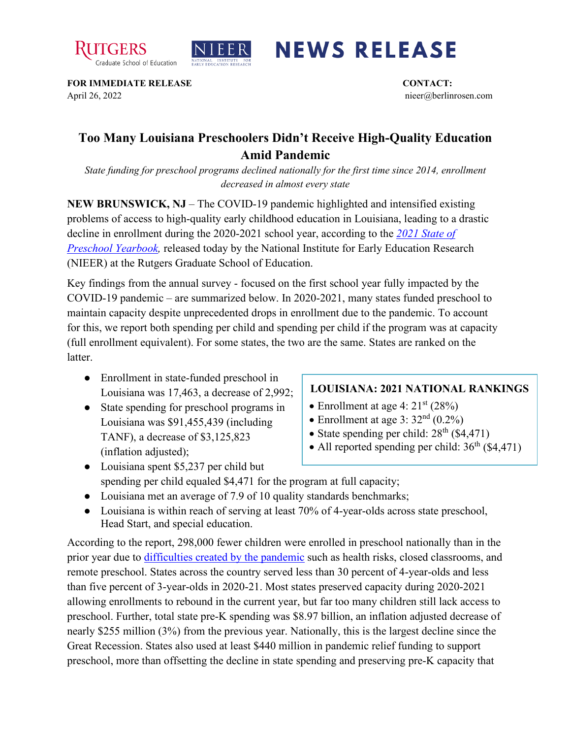RUTGERS Graduate School of Education

NIEER NATIONAL INSTITUTE FOR EARLY EDUCATION RESEARCH

# NEWS RELEASE

**FOR IMMEDIATE RELEASE**
April 26, 2022

**CONTACT:**
nieer@berlinrosen.com

## Too Many Louisiana Preschoolers Didn't Receive High-Quality Education Amid Pandemic

*State funding for preschool programs declined nationally for the first time since 2014, enrollment decreased in almost every state*

**NEW BRUNSWICK, NJ** – The COVID-19 pandemic highlighted and intensified existing problems of access to high-quality early childhood education in Louisiana, leading to a drastic decline in enrollment during the 2020-2021 school year, according to the [*2021 State of Preschool Yearbook*](), released today by the National Institute for Early Education Research (NIEER) at the Rutgers Graduate School of Education.

Key findings from the annual survey - focused on the first school year fully impacted by the COVID-19 pandemic – are summarized below. In 2020-2021, many states funded preschool to maintain capacity despite unprecedented drops in enrollment due to the pandemic. To account for this, we report both spending per child and spending per child if the program was at capacity (full enrollment equivalent). For some states, the two are the same. States are ranked on the latter.

- Enrollment in state-funded preschool in Louisiana was 17,463, a decrease of 2,992;
- State spending for preschool programs in Louisiana was $91,455,439 (including TANF), a decrease of $3,125,823 (inflation adjusted);
- Louisiana spent $5,237 per child but spending per child equaled $4,471 for the program at full capacity;
- Louisiana met an average of 7.9 of 10 quality standards benchmarks;
- Louisiana is within reach of serving at least 70% of 4-year-olds across state preschool, Head Start, and special education.

**LOUISIANA: 2021 NATIONAL RANKINGS**

- Enrollment at age 4: 21st (28%)
- Enrollment at age 3: 32nd (0.2%)
- State spending per child: 28th ($4,471)
- All reported spending per child: 36th ($4,471)

According to the report, 298,000 fewer children were enrolled in preschool nationally than in the prior year due to [difficulties created by the pandemic]() such as health risks, closed classrooms, and remote preschool. States across the country served less than 30 percent of 4-year-olds and less than five percent of 3-year-olds in 2020-21. Most states preserved capacity during 2020-2021 allowing enrollments to rebound in the current year, but far too many children still lack access to preschool. Further, total state pre-K spending was $8.97 billion, an inflation adjusted decrease of nearly $255 million (3%) from the previous year. Nationally, this is the largest decline since the Great Recession. States also used at least $440 million in pandemic relief funding to support preschool, more than offsetting the decline in state spending and preserving pre-K capacity that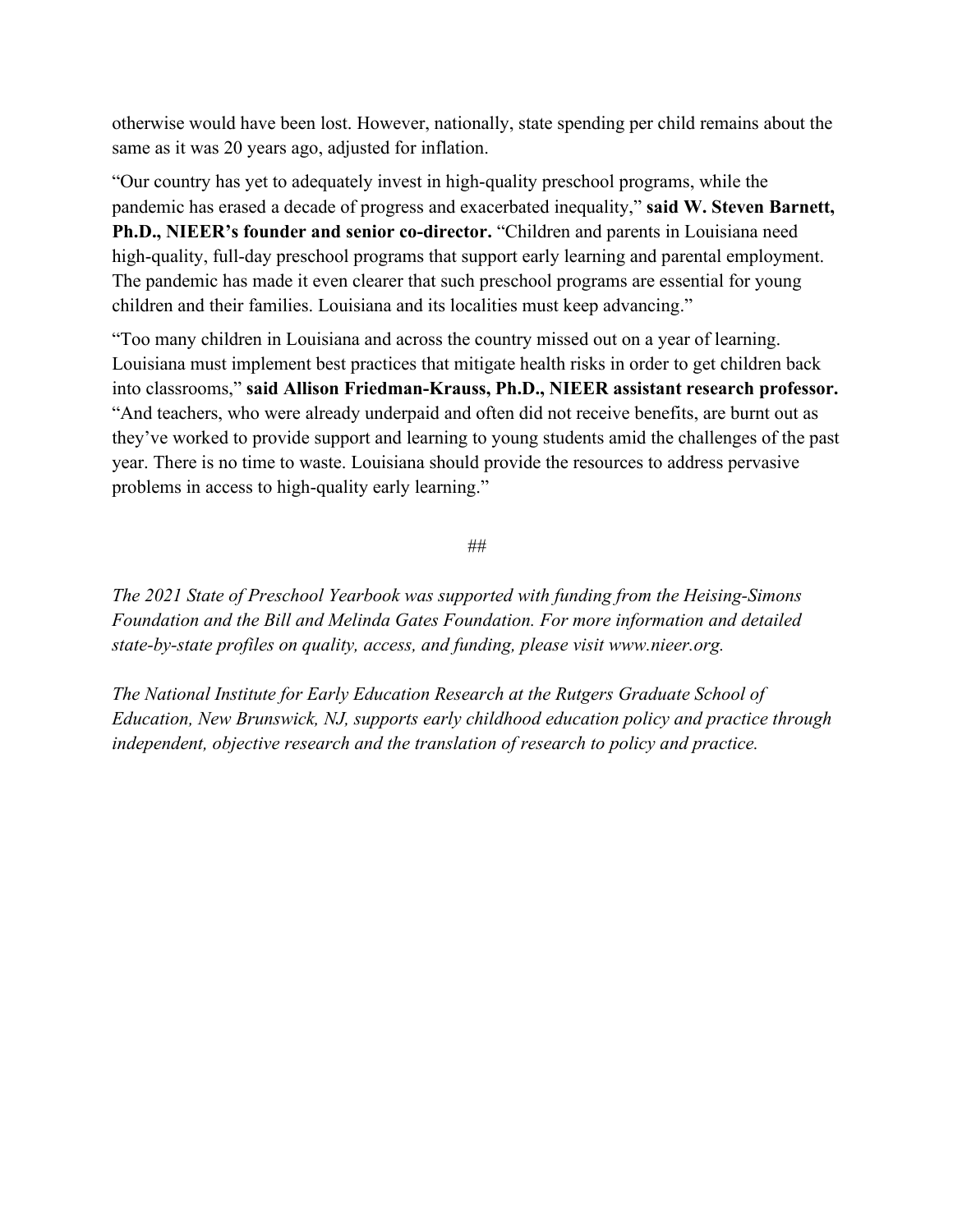otherwise would have been lost. However, nationally, state spending per child remains about the same as it was 20 years ago, adjusted for inflation.

"Our country has yet to adequately invest in high-quality preschool programs, while the pandemic has erased a decade of progress and exacerbated inequality," **said W. Steven Barnett, Ph.D., NIEER's founder and senior co-director.** "Children and parents in Louisiana need high-quality, full-day preschool programs that support early learning and parental employment. The pandemic has made it even clearer that such preschool programs are essential for young children and their families. Louisiana and its localities must keep advancing."

"Too many children in Louisiana and across the country missed out on a year of learning. Louisiana must implement best practices that mitigate health risks in order to get children back into classrooms," **said Allison Friedman-Krauss, Ph.D., NIEER assistant research professor.** "And teachers, who were already underpaid and often did not receive benefits, are burnt out as they've worked to provide support and learning to young students amid the challenges of the past year. There is no time to waste. Louisiana should provide the resources to address pervasive problems in access to high-quality early learning."

##

*The 2021 State of Preschool Yearbook was supported with funding from the Heising-Simons Foundation and the Bill and Melinda Gates Foundation. For more information and detailed state-by-state profiles on quality, access, and funding, please visit www.nieer.org.*

*The National Institute for Early Education Research at the Rutgers Graduate School of Education, New Brunswick, NJ, supports early childhood education policy and practice through independent, objective research and the translation of research to policy and practice.*